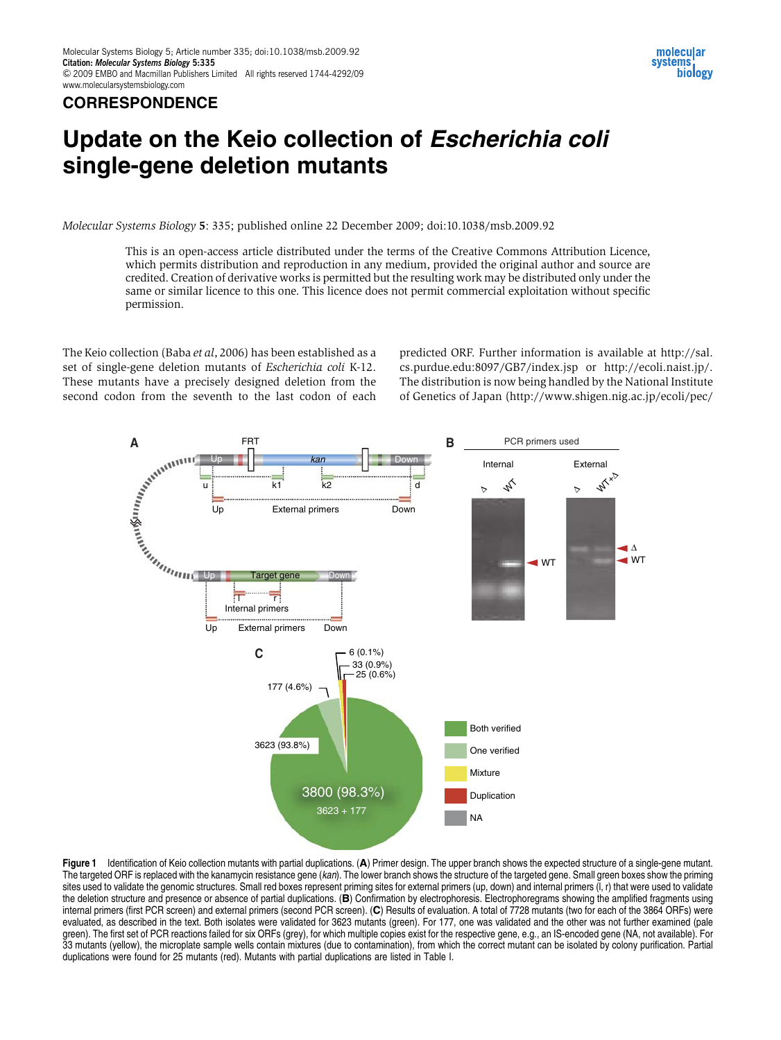## CORRESPONDENCE

# Update on the Keio collection of *Escherichia coli* single-gene deletion mutants

*Molecular Systems Biology* **5**: 335; published online 22 December 2009; doi:10.1038/msb.2009.92

This is an open-access article distributed under the terms of the Creative Commons Attribution Licence, which permits distribution and reproduction in any medium, provided the original author and source are credited. Creation of derivative works is permitted but the resulting work may be distributed only under the same or similar licence to this one. This licence does not permit commercial exploitation without specific permission.

The Keio collection (Baba *et al*, 2006) has been established as a set of single-gene deletion mutants of *Escherichia coli* K-12. These mutants have a precisely designed deletion from the second codon from the seventh to the last codon of each predicted ORF. Further information is available at http://sal.cs.purdue.edu:8097/GB7/index.jsp or http://ecoli.naist.jp/. The distribution is now being handled by the National Institute of Genetics of Japan (http://www.shigen.nig.ac.jp/ecoli/pec/

A

FRT

Up

kan

Down

u

k1

k2

d

Up

External primers

Down

Up

Target gene

Down

l

r

Internal primers

Up

External primers

Down

B

PCR primers used

Internal

External

Δ

WT

Δ

WT+Δ

WT

Δ

WT

C

6 (0.1%)

33 (0.9%)

25 (0.6%)

177 (4.6%)

3623 (93.8%)

3800 (98.3%)

3623 + 177

Both verified

One verified

Mixture

Duplication

NA

**Figure 1** Identification of Keio collection mutants with partial duplications. (**A**) Primer design. The upper branch shows the expected structure of a single-gene mutant. The targeted ORF is replaced with the kanamycin resistance gene (*kan*). The lower branch shows the structure of the targeted gene. Small green boxes show the priming sites used to validate the genomic structures. Small red boxes represent priming sites for external primers (up, down) and internal primers (l, r) that were used to validate the deletion structure and presence or absence of partial duplications. (**B**) Confirmation by electrophoresis. Electrophoregrams showing the amplified fragments using internal primers (first PCR screen) and external primers (second PCR screen). (**C**) Results of evaluation. A total of 7728 mutants (two for each of the 3864 ORFs) were evaluated, as described in the text. Both isolates were validated for 3623 mutants (green). For 177, one was validated and the other was not further examined (pale green). The first set of PCR reactions failed for six ORFs (grey), for which multiple copies exist for the respective gene, e.g., an IS-encoded gene (NA, not available). For 33 mutants (yellow), the microplate sample wells contain mixtures (due to contamination), from which the correct mutant can be isolated by colony purification. Partial duplications were found for 25 mutants (red). Mutants with partial duplications are listed in Table I.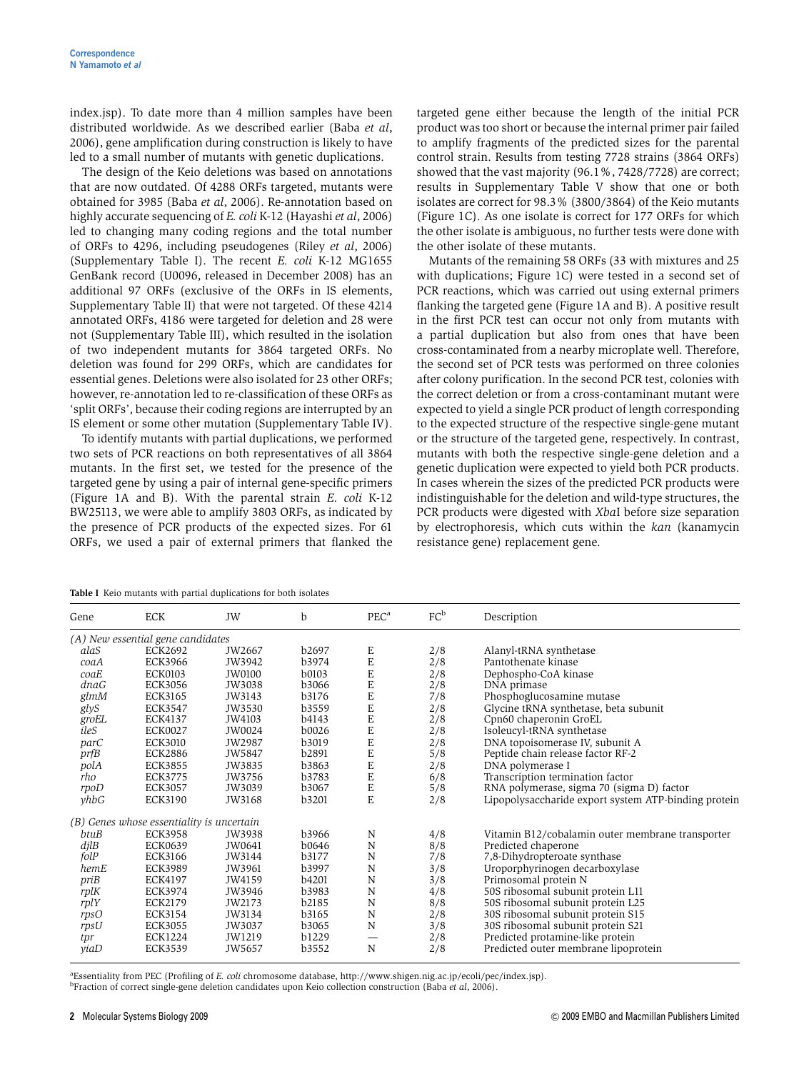index.jsp). To date more than 4 million samples have been distributed worldwide. As we described earlier (Baba *et al*, 2006), gene amplification during construction is likely to have led to a small number of mutants with genetic duplications.

The design of the Keio deletions was based on annotations that are now outdated. Of 4288 ORFs targeted, mutants were obtained for 3985 (Baba *et al*, 2006). Re-annotation based on highly accurate sequencing of *E. coli* K-12 (Hayashi *et al*, 2006) led to changing many coding regions and the total number of ORFs to 4296, including pseudogenes (Riley *et al*, 2006) (Supplementary Table I). The recent *E. coli* K-12 MG1655 GenBank record (U0096, released in December 2008) has an additional 97 ORFs (exclusive of the ORFs in IS elements, Supplementary Table II) that were not targeted. Of these 4214 annotated ORFs, 4186 were targeted for deletion and 28 were not (Supplementary Table III), which resulted in the isolation of two independent mutants for 3864 targeted ORFs. No deletion was found for 299 ORFs, which are candidates for essential genes. Deletions were also isolated for 23 other ORFs; however, re-annotation led to re-classification of these ORFs as 'split ORFs', because their coding regions are interrupted by an IS element or some other mutation (Supplementary Table IV).

To identify mutants with partial duplications, we performed two sets of PCR reactions on both representatives of all 3864 mutants. In the first set, we tested for the presence of the targeted gene by using a pair of internal gene-specific primers (Figure 1A and B). With the parental strain *E. coli* K-12 BW25113, we were able to amplify 3803 ORFs, as indicated by the presence of PCR products of the expected sizes. For 61 ORFs, we used a pair of external primers that flanked the targeted gene either because the length of the initial PCR product was too short or because the internal primer pair failed to amplify fragments of the predicted sizes for the parental control strain. Results from testing 7728 strains (3864 ORFs) showed that the vast majority (96.1%, 7428/7728) are correct; results in Supplementary Table V show that one or both isolates are correct for 98.3% (3800/3864) of the Keio mutants (Figure 1C). As one isolate is correct for 177 ORFs for which the other isolate is ambiguous, no further tests were done with the other isolate of these mutants.

Mutants of the remaining 58 ORFs (33 with mixtures and 25 with duplications; Figure 1C) were tested in a second set of PCR reactions, which was carried out using external primers flanking the targeted gene (Figure 1A and B). A positive result in the first PCR test can occur not only from mutants with a partial duplication but also from ones that have been cross-contaminated from a nearby microplate well. Therefore, the second set of PCR tests was performed on three colonies after colony purification. In the second PCR test, colonies with the correct deletion or from a cross-contaminant mutant were expected to yield a single PCR product of length corresponding to the expected structure of the respective single-gene mutant or the structure of the targeted gene, respectively. In contrast, mutants with both the respective single-gene deletion and a genetic duplication were expected to yield both PCR products. In cases wherein the sizes of the predicted PCR products were indistinguishable for the deletion and wild-type structures, the PCR products were digested with *Xba*I before size separation by electrophoresis, which cuts within the *kan* (kanamycin resistance gene) replacement gene.

**Table I** Keio mutants with partial duplications for both isolates

| Gene | ECK | JW | b | PEC[a] | FC[b] | Description |
|---|---|---|---|---|---|---|
| *(A) New essential gene candidates* | | | | | | |
| *alaS* | ECK2692 | JW2667 | b2697 | E | 2/8 | Alanyl-tRNA synthetase |
| *coaA* | ECK3966 | JW3942 | b3974 | E | 2/8 | Pantothenate kinase |
| *coaE* | ECK0103 | JW0100 | b0103 | E | 2/8 | Dephospho-CoA kinase |
| *dnaG* | ECK3056 | JW3038 | b3066 | E | 2/8 | DNA primase |
| *glmM* | ECK3165 | JW3143 | b3176 | E | 7/8 | Phosphoglucosamine mutase |
| *glyS* | ECK3547 | JW3530 | b3559 | E | 2/8 | Glycine tRNA synthetase, beta subunit |
| *groEL* | ECK4137 | JW4103 | b4143 | E | 2/8 | Cpn60 chaperonin GroEL |
| *ileS* | ECK0027 | JW0024 | b0026 | E | 2/8 | Isoleucyl-tRNA synthetase |
| *parC* | ECK3010 | JW2987 | b3019 | E | 2/8 | DNA topoisomerase IV, subunit A |
| *prfB* | ECK2886 | JW5847 | b2891 | E | 5/8 | Peptide chain release factor RF-2 |
| *polA* | ECK3855 | JW3835 | b3863 | E | 2/8 | DNA polymerase I |
| *rho* | ECK3775 | JW3756 | b3783 | E | 6/8 | Transcription termination factor |
| *rpoD* | ECK3057 | JW3039 | b3067 | E | 5/8 | RNA polymerase, sigma 70 (sigma D) factor |
| *yhbG* | ECK3190 | JW3168 | b3201 | E | 2/8 | Lipopolysaccharide export system ATP-binding protein |
| *(B) Genes whose essentiality is uncertain* | | | | | | |
| *btuB* | ECK3958 | JW3938 | b3966 | N | 4/8 | Vitamin B12/cobalamin outer membrane transporter |
| *djlB* | ECK0639 | JW0641 | b0646 | N | 8/8 | Predicted chaperone |
| *folP* | ECK3166 | JW3144 | b3177 | N | 7/8 | 7,8-Dihydropteroate synthase |
| *hemE* | ECK3989 | JW3961 | b3997 | N | 3/8 | Uroporphyrinogen decarboxylase |
| *priB* | ECK4197 | JW4159 | b4201 | N | 3/8 | Primosomal protein N |
| *rplK* | ECK3974 | JW3946 | b3983 | N | 4/8 | 50S ribosomal subunit protein L11 |
| *rplY* | ECK2179 | JW2173 | b2185 | N | 8/8 | 50S ribosomal subunit protein L25 |
| *rpsO* | ECK3154 | JW3134 | b3165 | N | 2/8 | 30S ribosomal subunit protein S15 |
| *rpsU* | ECK3055 | JW3037 | b3065 | N | 3/8 | 30S ribosomal subunit protein S21 |
| *tpr* | ECK1224 | JW1219 | b1229 | — | 2/8 | Predicted protamine-like protein |
| *yiaD* | ECK3539 | JW5657 | b3552 | N | 2/8 | Predicted outer membrane lipoprotein |

[a]Essentiality from PEC (Profiling of *E. coli* chromosome database, http://www.shigen.nig.ac.jp/ecoli/pec/index.jsp).

[b]Fraction of correct single-gene deletion candidates upon Keio collection construction (Baba *et al*, 2006).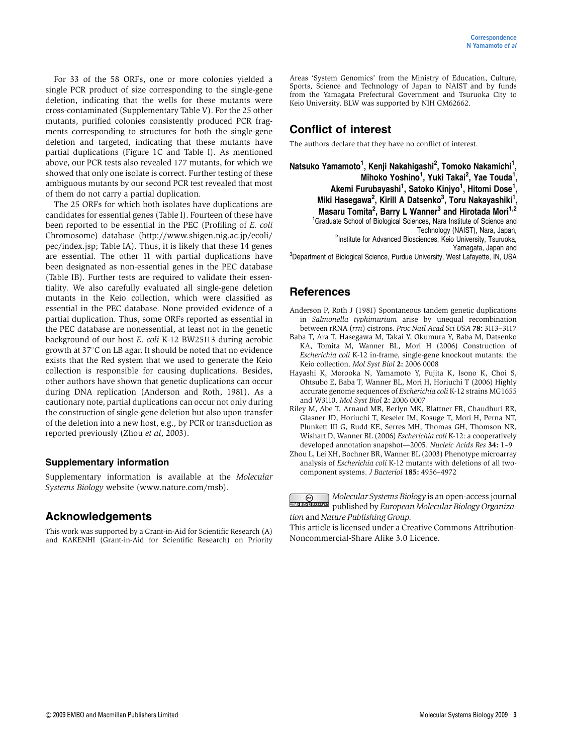For 33 of the 58 ORFs, one or more colonies yielded a single PCR product of size corresponding to the single-gene deletion, indicating that the wells for these mutants were cross-contaminated (Supplementary Table V). For the 25 other mutants, purified colonies consistently produced PCR fragments corresponding to structures for both the single-gene deletion and targeted, indicating that these mutants have partial duplications (Figure 1C and Table I). As mentioned above, our PCR tests also revealed 177 mutants, for which we showed that only one isolate is correct. Further testing of these ambiguous mutants by our second PCR test revealed that most of them do not carry a partial duplication.

The 25 ORFs for which both isolates have duplications are candidates for essential genes (Table I). Fourteen of these have been reported to be essential in the PEC (Profiling of *E. coli* Chromosome) database (http://www.shigen.nig.ac.jp/ecoli/pec/index.jsp; Table IA). Thus, it is likely that these 14 genes are essential. The other 11 with partial duplications have been designated as non-essential genes in the PEC database (Table IB). Further tests are required to validate their essentiality. We also carefully evaluated all single-gene deletion mutants in the Keio collection, which were classified as essential in the PEC database. None provided evidence of a partial duplication. Thus, some ORFs reported as essential in the PEC database are nonessential, at least not in the genetic background of our host *E. coli* K-12 BW25113 during aerobic growth at 37°C on LB agar. It should be noted that no evidence exists that the Red system that we used to generate the Keio collection is responsible for causing duplications. Besides, other authors have shown that genetic duplications can occur during DNA replication (Anderson and Roth, 1981). As a cautionary note, partial duplications can occur not only during the construction of single-gene deletion but also upon transfer of the deletion into a new host, e.g., by PCR or transduction as reported previously (Zhou *et al*, 2003).

### Supplementary information

Supplementary information is available at the *Molecular Systems Biology* website (www.nature.com/msb).

## Acknowledgements

This work was supported by a Grant-in-Aid for Scientific Research (A) and KAKENHI (Grant-in-Aid for Scientific Research) on Priority Areas 'System Genomics' from the Ministry of Education, Culture, Sports, Science and Technology of Japan to NAIST and by funds from the Yamagata Prefectural Government and Tsuruoka City to Keio University. BLW was supported by NIH GM62662.

## Conflict of interest

The authors declare that they have no conflict of interest.

**Natsuko Yamamoto[1], Kenji Nakahigashi[2], Tomoko Nakamichi[1], Mihoko Yoshino[1], Yuki Takai[2], Yae Touda[1], Akemi Furubayashi[1], Satoko Kinjyo[1], Hitomi Dose[1], Miki Hasegawa[2], Kirill A Datsenko[3], Toru Nakayashiki[1], Masaru Tomita[2], Barry L Wanner[3] and Hirotada Mori[1,2]**

[1]Graduate School of Biological Sciences, Nara Institute of Science and Technology (NAIST), Nara, Japan,
[2]Institute for Advanced Biosciences, Keio University, Tsuruoka, Yamagata, Japan and
[3]Department of Biological Science, Purdue University, West Lafayette, IN, USA

## References

Anderson P, Roth J (1981) Spontaneous tandem genetic duplications in *Salmonella typhimurium* arise by unequal recombination between rRNA (*rrn*) cistrons. *Proc Natl Acad Sci USA* **78:** 3113–3117

Baba T, Ara T, Hasegawa M, Takai Y, Okumura Y, Baba M, Datsenko KA, Tomita M, Wanner BL, Mori H (2006) Construction of *Escherichia coli* K-12 in-frame, single-gene knockout mutants: the Keio collection. *Mol Syst Biol* **2:** 2006 0008

Hayashi K, Morooka N, Yamamoto Y, Fujita K, Isono K, Choi S, Ohtsubo E, Baba T, Wanner BL, Mori H, Horiuchi T (2006) Highly accurate genome sequences of *Escherichia coli* K-12 strains MG1655 and W3110. *Mol Syst Biol* **2:** 2006 0007

Riley M, Abe T, Arnaud MB, Berlyn MK, Blattner FR, Chaudhuri RR, Glasner JD, Horiuchi T, Keseler IM, Kosuge T, Mori H, Perna NT, Plunkett III G, Rudd KE, Serres MH, Thomas GH, Thomson NR, Wishart D, Wanner BL (2006) *Escherichia coli* K-12: a cooperatively developed annotation snapshot—2005. *Nucleic Acids Res* **34:** 1–9

Zhou L, Lei XH, Bochner BR, Wanner BL (2003) Phenotype microarray analysis of *Escherichia coli* K-12 mutants with deletions of all two-component systems. *J Bacteriol* **185:** 4956–4972

*Molecular Systems Biology* is an open-access journal published by *European Molecular Biology Organization* and *Nature Publishing Group.*

This article is licensed under a Creative Commons Attribution-Noncommercial-Share Alike 3.0 Licence.